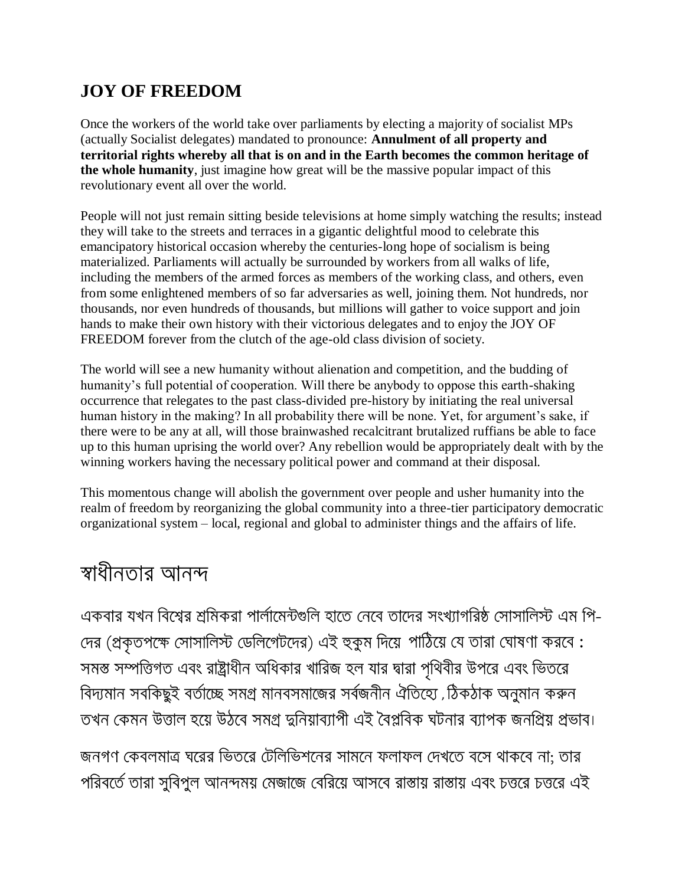## JOY OF FREEDOM

Once the workers of the world take over parliaments by electing a majority of socialist MPs (actually Socialist delegates) mandated to pronounce: **Annulment of all property and territorial rights whereby all that is on and in the Earth becomes the common heritage of the whole humanity**, just imagine how great will be the massive popular impact of this revolutionary event all over the world.

People will not just remain sitting beside televisions at home simply watching the results; instead they will take to the streets and terraces in a gigantic delightful mood to celebrate this emancipatory historical occasion whereby the centuries-long hope of socialism is being materialized. Parliaments will actually be surrounded by workers from all walks of life, including the members of the armed forces as members of the working class, and others, even from some enlightened members of so far adversaries as well, joining them. Not hundreds, nor thousands, nor even hundreds of thousands, but millions will gather to voice support and join hands to make their own history with their victorious delegates and to enjoy the JOY OF FREEDOM forever from the clutch of the age-old class division of society.

The world will see a new humanity without alienation and competition, and the budding of humanity's full potential of cooperation. Will there be anybody to oppose this earth-shaking occurrence that relegates to the past class-divided pre-history by initiating the real universal human history in the making? In all probability there will be none. Yet, for argument's sake, if there were to be any at all, will those brainwashed recalcitrant brutalized ruffians be able to face up to this human uprising the world over? Any rebellion would be appropriately dealt with by the winning workers having the necessary political power and command at their disposal.

This momentous change will abolish the government over people and usher humanity into the realm of freedom by reorganizing the global community into a three-tier participatory democratic organizational system – local, regional and global to administer things and the affairs of life.

## স্বাধীনতার আনন্দ

একবার যখন বিশ্বের শ্রমিকরা পার্লামেন্টগুলি হাতে নেবে তাদের সংখ্যাগরিষ্ঠ সোসালিস্ট এম পি-দের (প্রকৃতপক্ষে সোসালিস্ট ডেলিগেটদের) এই হুকুম দিয়ে পাঠিয়ে যে তারা ঘোষণা করবে : সমস্ত সম্পত্তিগত এবং রাষ্ট্রাধীন অধিকার খারিজ হল যার দ্বারা পৃথিবীর উপরে এবং ভিতরে বিদ্যমান সবকিছুই বর্তাচ্ছে সমগ্র মানবসমাজের সর্বজনীন ঐতিহ্যে , ঠিকঠাক অনুমান করুন তখন কেমন উত্তাল হয়ে উঠবে সমগ্র দুনিয়াব্যাপী এই বৈপ্লবিক ঘটনার ব্যাপক জনপ্রিয় প্রভাব।

জনগণ কেবলমাত্র ঘরের ভিতরে টেলিভিশনের সামনে ফলাফল দেখতে বসে থাকবে না; তার পরিবর্তে তারা সুবিপুল আনন্দময় মেজাজে বেরিয়ে আসবে রাস্তায় রাস্তায় এবং চত্তরে চত্তরে এই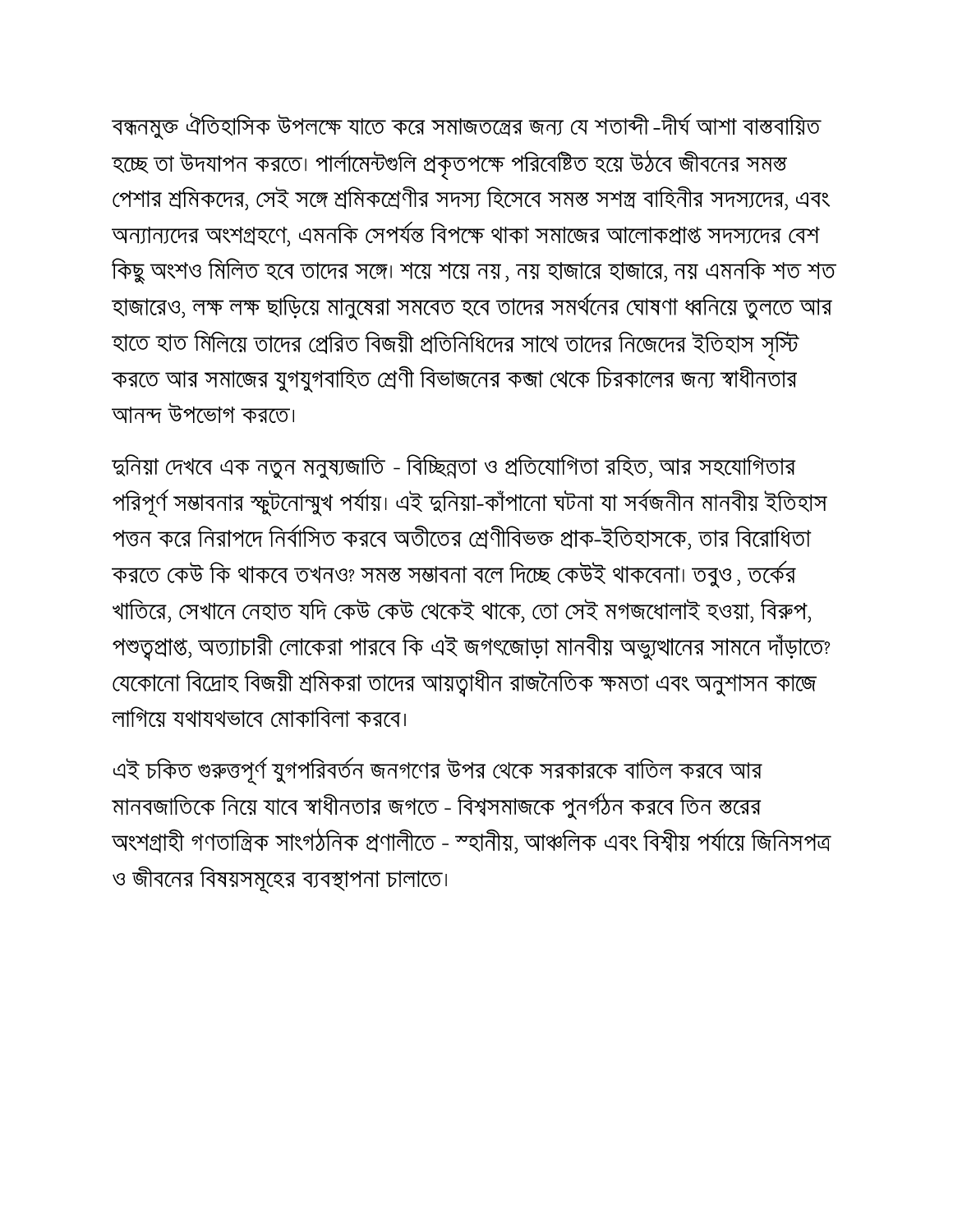বন্ধনমুক্ত ঐতিহাসিক উপলক্ষে যাতে করে সমাজতন্ত্রের জন্য যে শতাব্দী-দীর্ঘ আশা বাস্তবায়িত হচ্ছে তা উদযাপন করতে। পার্লামেন্টগুলি প্রকৃতপক্ষে পরিবেষ্টিত হয়ে উঠবে জীবনের সমস্ত পেশার শ্রমিকদের, সেই সঙ্গে শ্রমিকশ্রেণীর সদস্য হিসেবে সমস্ত সশস্ত্র বাহিনীর সদস্যদের, এবং অন্যান্যদের অংশগ্রহণে, এমনকি সেপর্যন্ত বিপক্ষে থাকা সমাজের আলোকপ্রাপ্ত সদস্যদের বেশ কিছু অংশও মিলিত হবে তাদের সঙ্গে। শয়ে শয়ে নয়, নয় হাজারে হাজারে, নয় এমনকি শত শত হাজারেও, লক্ষ লক্ষ ছাড়িয়ে মানুষেরা সমবেত হবে তাদের সমর্থনের ঘোষণা ধ্বনিয়ে তুলতে আর হাতে হাত মিলিয়ে তাদের প্রেরিত বিজয়ী প্রতিনিধিদের সাথে তাদের নিজেদের ইতিহাস সৃস্টি করতে আর সমাজের যুগযুগবাহিত শ্রেণী বিভাজনের কব্জা থেকে চিরকালের জন্য স্বাধীনতার আনন্দ উপভোগ করতে।

দুনিয়া দেখবে এক নতুন মনুষ্যজাতি - বিচ্ছিন্নতা ও প্রতিযোগিতা রহিত, আর সহযোগিতার পরিপূর্ণ সম্ভাবনার স্ফুটনোন্মুখ পর্যায়। এই দুনিয়া-কাঁপানো ঘটনা যা সর্বজনীন মানবীয় ইতিহাস পত্তন করে নিরাপদে নির্বাসিত করবে অতীতের শ্রেণীবিভক্ত প্রাক-ইতিহাসকে, তার বিরোধিতা করতে কেউ কি থাকবে তখনও? সমস্ত সম্ভাবনা বলে দিচ্ছে কেউই থাকবেনা। তবুও, তর্কের খাতিরে, সেখানে নেহাত যদি কেউ কেউ থেকেই থাকে, তো সেই মগজধোলাই হওয়া, বিরূপ, পশুত্বপ্রাপ্ত, অত্যাচারী লোকেরা পারবে কি এই জগৎজোড়া মানবীয় অভ্যুত্থানের সামনে দাঁড়াতে? যেকোনো বিদ্রোহ বিজয়ী শ্রমিকরা তাদের আয়ত্বাধীন রাজনৈতিক ক্ষমতা এবং অনুশাসন কাজে লাগিয়ে যথাযথভাবে মোকাবিলা করবে।

এই চকিত গুরুত্বপূর্ণ যুগপরিবর্তন জনগণের উপর থেকে সরকারকে বাতিল করবে আর মানবজাতিকে নিয়ে যাবে স্বাধীনতার জগতে - বিশ্বসমাজকে পুনর্গঠন করবে তিন স্তরের অংশগ্রাহী গণতান্ত্রিক সাংগঠনিক প্রণালীতে - স্হানীয়, আঞ্চলিক এবং বিশ্বীয় পর্যায়ে জিনিসপত্র ও জীবনের বিষয়সমূহের ব্যবস্থাপনা চালাতে।